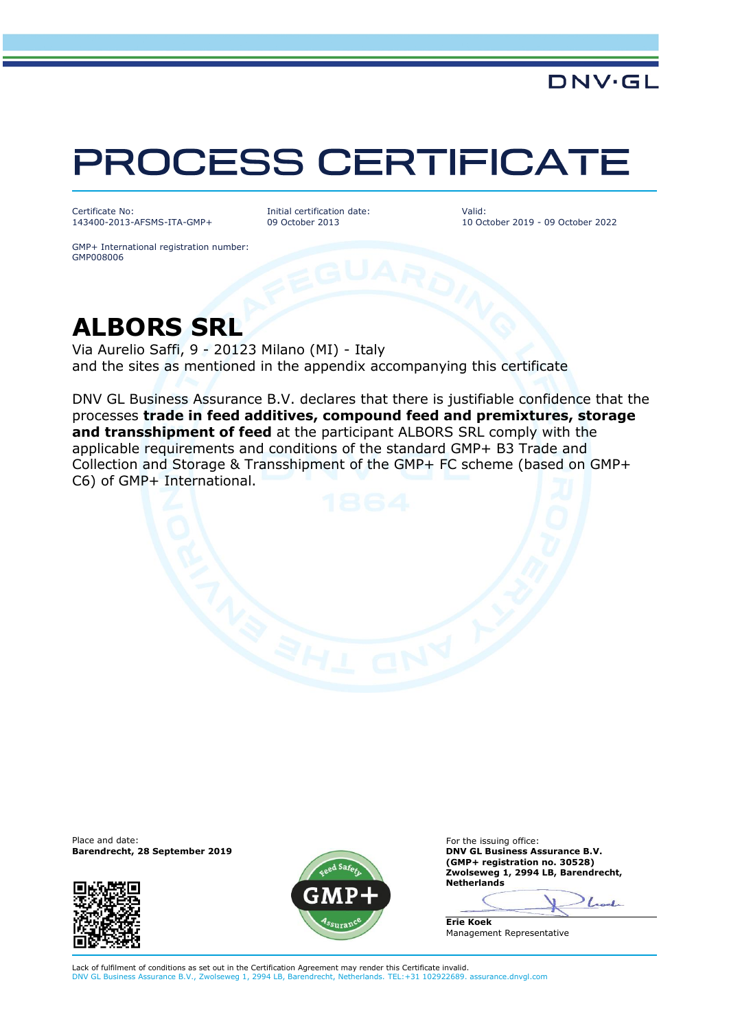DNV·GL

# PROCESS CERTIFICATE

Certificate No:
143400-2013-AFSMS-ITA-GMP+

Initial certification date:
09 October 2013

Valid:
10 October 2019 - 09 October 2022

GMP+ International registration number:
GMP008006

## ALBORS SRL

Via Aurelio Saffi, 9 - 20123 Milano (MI) - Italy
and the sites as mentioned in the appendix accompanying this certificate

DNV GL Business Assurance B.V. declares that there is justifiable confidence that the processes **trade in feed additives, compound feed and premixtures, storage and transshipment of feed** at the participant ALBORS SRL comply with the applicable requirements and conditions of the standard GMP+ B3 Trade and Collection and Storage & Transshipment of the GMP+ FC scheme (based on GMP+ C6) of GMP+ International.

Place and date:
**Barendrecht, 28 September 2019**

For the issuing office:
**DNV GL Business Assurance B.V.**
**(GMP+ registration no. 30528)**
**Zwolseweg 1, 2994 LB, Barendrecht, Netherlands**

**Erie Koek**
Management Representative

Lack of fulfilment of conditions as set out in the Certification Agreement may render this Certificate invalid.
DNV GL Business Assurance B.V., Zwolseweg 1, 2994 LB, Barendrecht, Netherlands. TEL:+31 102922689. assurance.dnvgl.com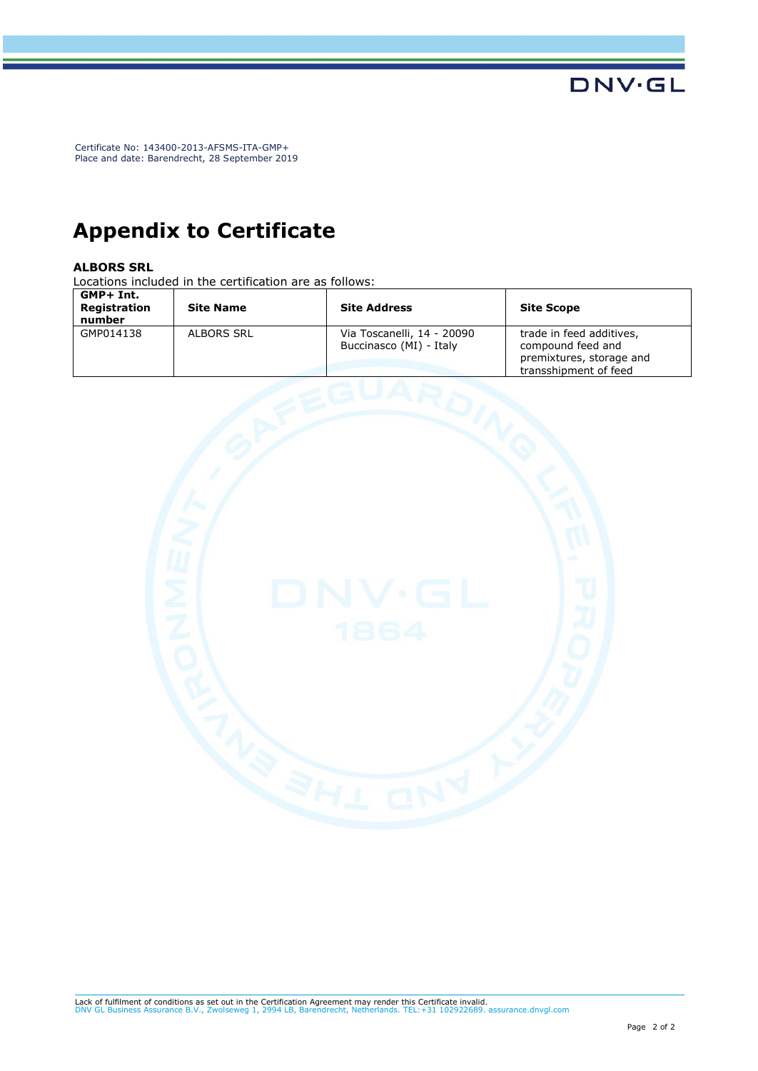Certificate No: 143400-2013-AFSMS-ITA-GMP+
Place and date: Barendrecht, 28 September 2019

# Appendix to Certificate

**ALBORS SRL**

Locations included in the certification are as follows:

| GMP+ Int. Registration number | Site Name | Site Address | Site Scope |
|---|---|---|---|
| GMP014138 | ALBORS SRL | Via Toscanelli, 14 - 20090 Buccinasco (MI) - Italy | trade in feed additives, compound feed and premixtures, storage and transshipment of feed |

Lack of fulfilment of conditions as set out in the Certification Agreement may render this Certificate invalid.
DNV GL Business Assurance B.V., Zwolseweg 1, 2994 LB, Barendrecht, Netherlands. TEL:+31 102922689. assurance.dnvgl.com